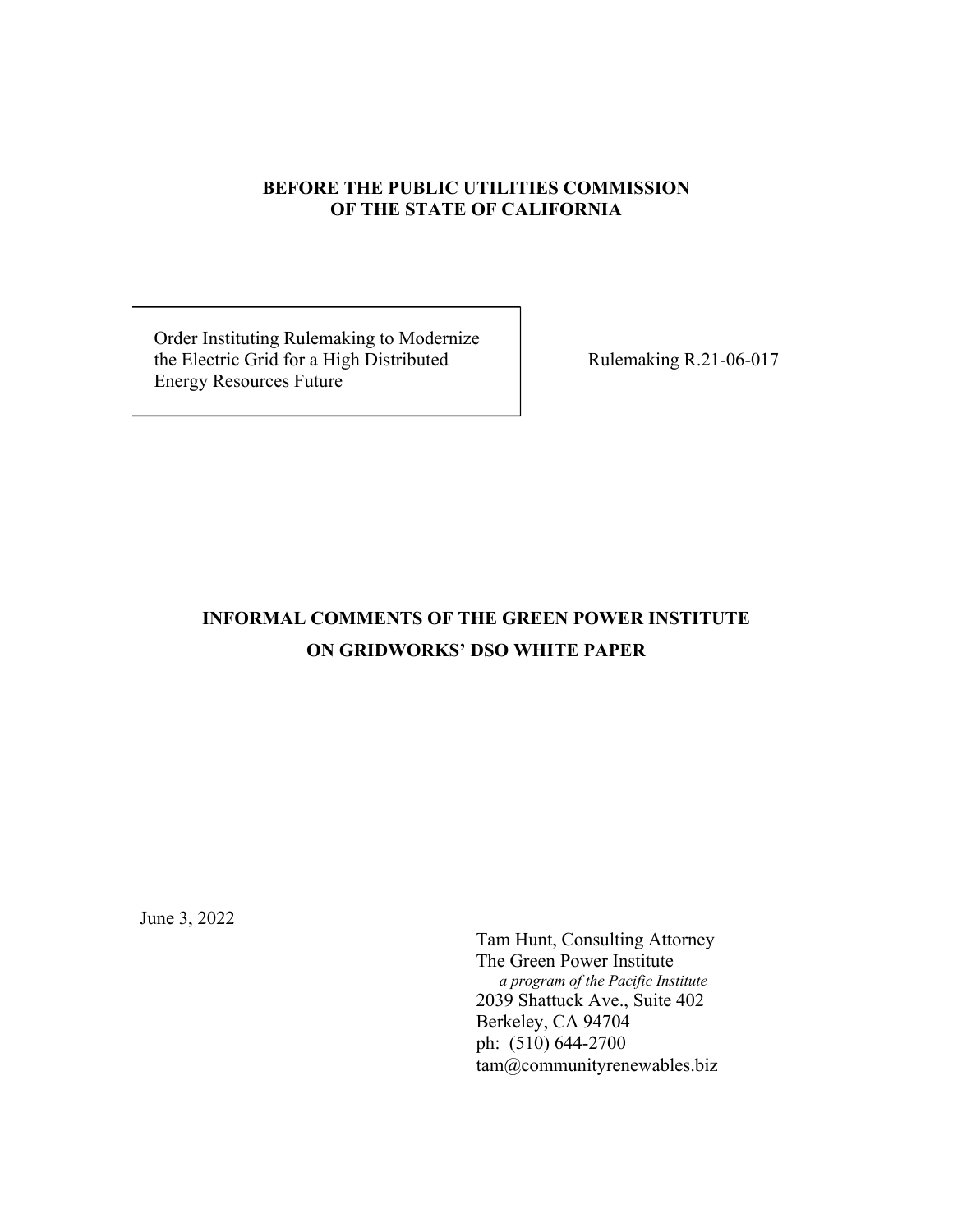**BEFORE THE PUBLIC UTILITIES COMMISSION**
**OF THE STATE OF CALIFORNIA**

| Order Instituting Rulemaking to Modernize the Electric Grid for a High Distributed Energy Resources Future | Rulemaking R.21-06-017 |
|---|---|

# INFORMAL COMMENTS OF THE GREEN POWER INSTITUTE ON GRIDWORKS' DSO WHITE PAPER

June 3, 2022

Tam Hunt, Consulting Attorney
The Green Power Institute
*a program of the Pacific Institute*
2039 Shattuck Ave., Suite 402
Berkeley, CA 94704
ph: (510) 644-2700
tam@communityrenewables.biz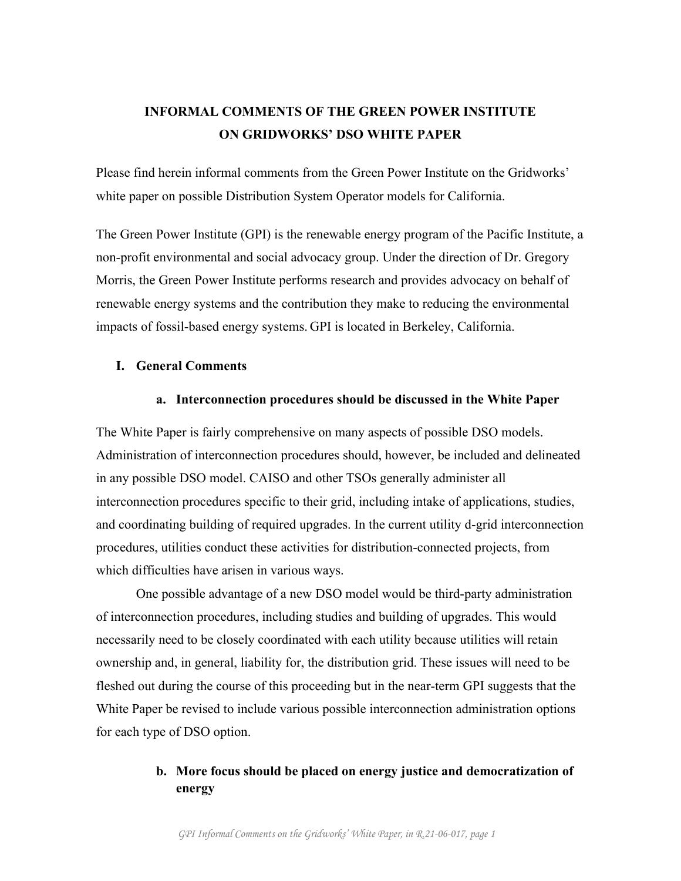# INFORMAL COMMENTS OF THE GREEN POWER INSTITUTE ON GRIDWORKS' DSO WHITE PAPER

Please find herein informal comments from the Green Power Institute on the Gridworks' white paper on possible Distribution System Operator models for California.

The Green Power Institute (GPI) is the renewable energy program of the Pacific Institute, a non-profit environmental and social advocacy group. Under the direction of Dr. Gregory Morris, the Green Power Institute performs research and provides advocacy on behalf of renewable energy systems and the contribution they make to reducing the environmental impacts of fossil-based energy systems. GPI is located in Berkeley, California.

## I. General Comments

### a. Interconnection procedures should be discussed in the White Paper

The White Paper is fairly comprehensive on many aspects of possible DSO models. Administration of interconnection procedures should, however, be included and delineated in any possible DSO model. CAISO and other TSOs generally administer all interconnection procedures specific to their grid, including intake of applications, studies, and coordinating building of required upgrades. In the current utility d-grid interconnection procedures, utilities conduct these activities for distribution-connected projects, from which difficulties have arisen in various ways.

One possible advantage of a new DSO model would be third-party administration of interconnection procedures, including studies and building of upgrades. This would necessarily need to be closely coordinated with each utility because utilities will retain ownership and, in general, liability for, the distribution grid. These issues will need to be fleshed out during the course of this proceeding but in the near-term GPI suggests that the White Paper be revised to include various possible interconnection administration options for each type of DSO option.

### b. More focus should be placed on energy justice and democratization of energy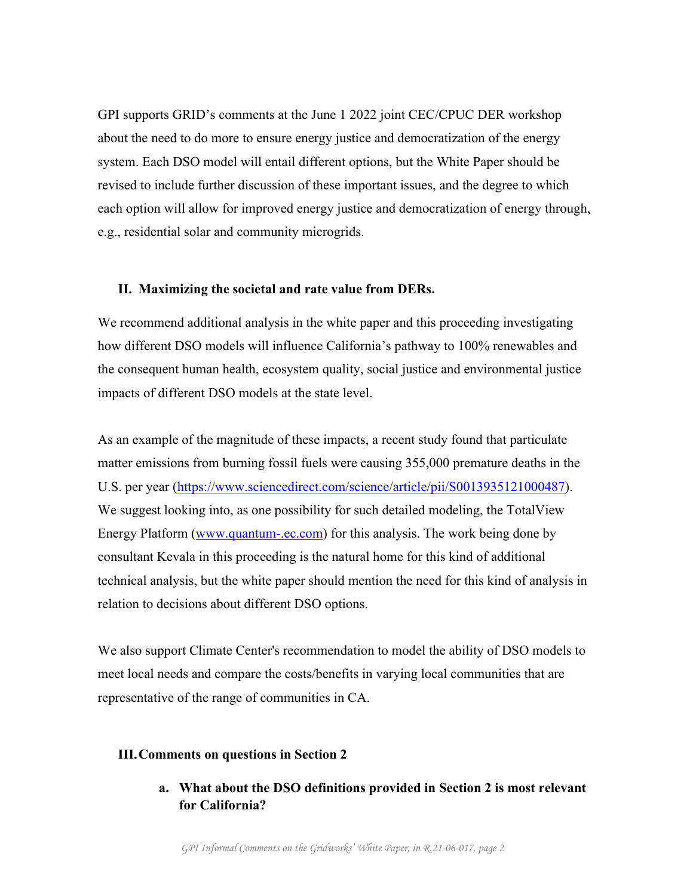GPI supports GRID's comments at the June 1 2022 joint CEC/CPUC DER workshop about the need to do more to ensure energy justice and democratization of the energy system. Each DSO model will entail different options, but the White Paper should be revised to include further discussion of these important issues, and the degree to which each option will allow for improved energy justice and democratization of energy through, e.g., residential solar and community microgrids.

## II. Maximizing the societal and rate value from DERs.

We recommend additional analysis in the white paper and this proceeding investigating how different DSO models will influence California's pathway to 100% renewables and the consequent human health, ecosystem quality, social justice and environmental justice impacts of different DSO models at the state level.

As an example of the magnitude of these impacts, a recent study found that particulate matter emissions from burning fossil fuels were causing 355,000 premature deaths in the U.S. per year (https://www.sciencedirect.com/science/article/pii/S0013935121000487). We suggest looking into, as one possibility for such detailed modeling, the TotalView Energy Platform (www.quantum-.ec.com) for this analysis. The work being done by consultant Kevala in this proceeding is the natural home for this kind of additional technical analysis, but the white paper should mention the need for this kind of analysis in relation to decisions about different DSO options.

We also support Climate Center's recommendation to model the ability of DSO models to meet local needs and compare the costs/benefits in varying local communities that are representative of the range of communities in CA.

## III. Comments on questions in Section 2

### a. What about the DSO definitions provided in Section 2 is most relevant for California?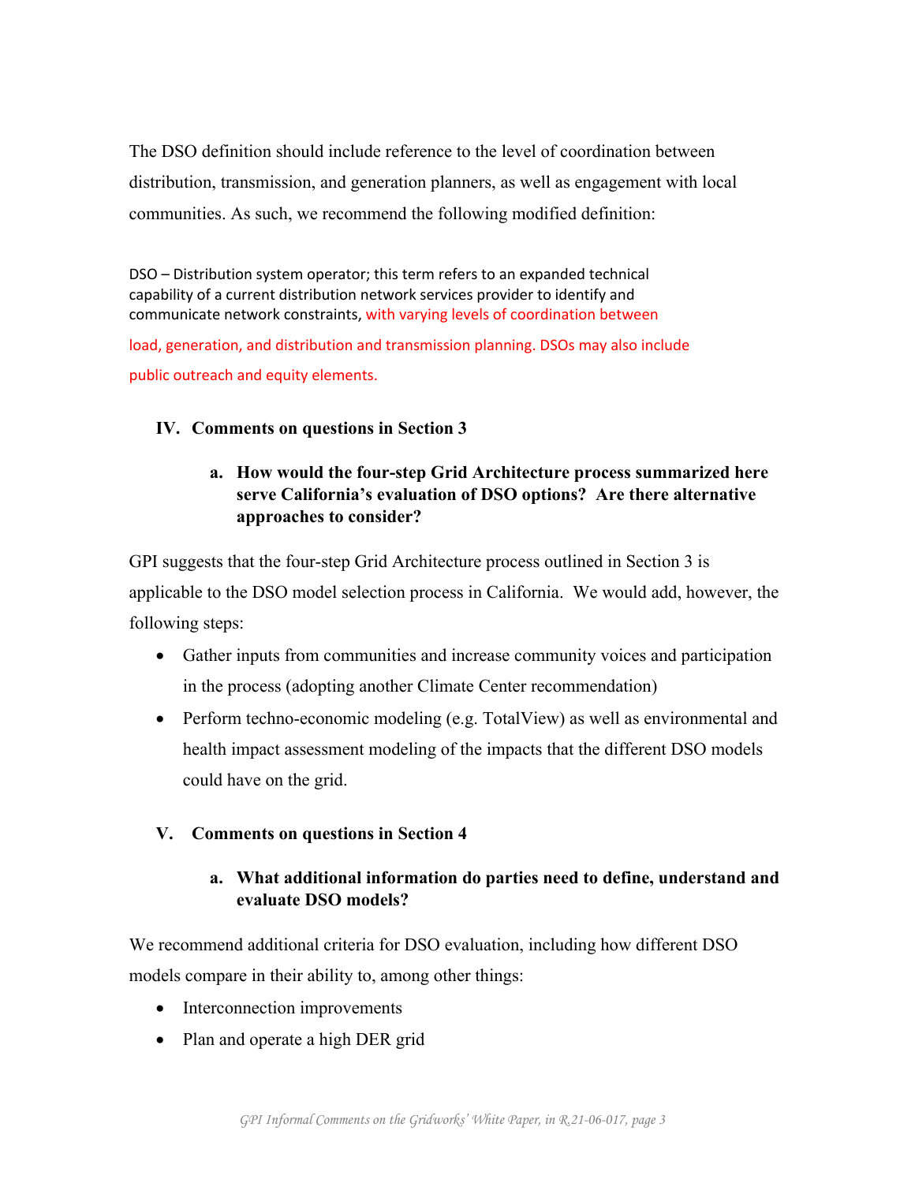The DSO definition should include reference to the level of coordination between distribution, transmission, and generation planners, as well as engagement with local communities. As such, we recommend the following modified definition:

DSO – Distribution system operator; this term refers to an expanded technical capability of a current distribution network services provider to identify and communicate network constraints, with varying levels of coordination between load, generation, and distribution and transmission planning. DSOs may also include public outreach and equity elements.

## IV. Comments on questions in Section 3

### a. How would the four-step Grid Architecture process summarized here serve California's evaluation of DSO options? Are there alternative approaches to consider?

GPI suggests that the four-step Grid Architecture process outlined in Section 3 is applicable to the DSO model selection process in California. We would add, however, the following steps:

- Gather inputs from communities and increase community voices and participation in the process (adopting another Climate Center recommendation)
- Perform techno-economic modeling (e.g. TotalView) as well as environmental and health impact assessment modeling of the impacts that the different DSO models could have on the grid.

## V. Comments on questions in Section 4

### a. What additional information do parties need to define, understand and evaluate DSO models?

We recommend additional criteria for DSO evaluation, including how different DSO models compare in their ability to, among other things:

- Interconnection improvements
- Plan and operate a high DER grid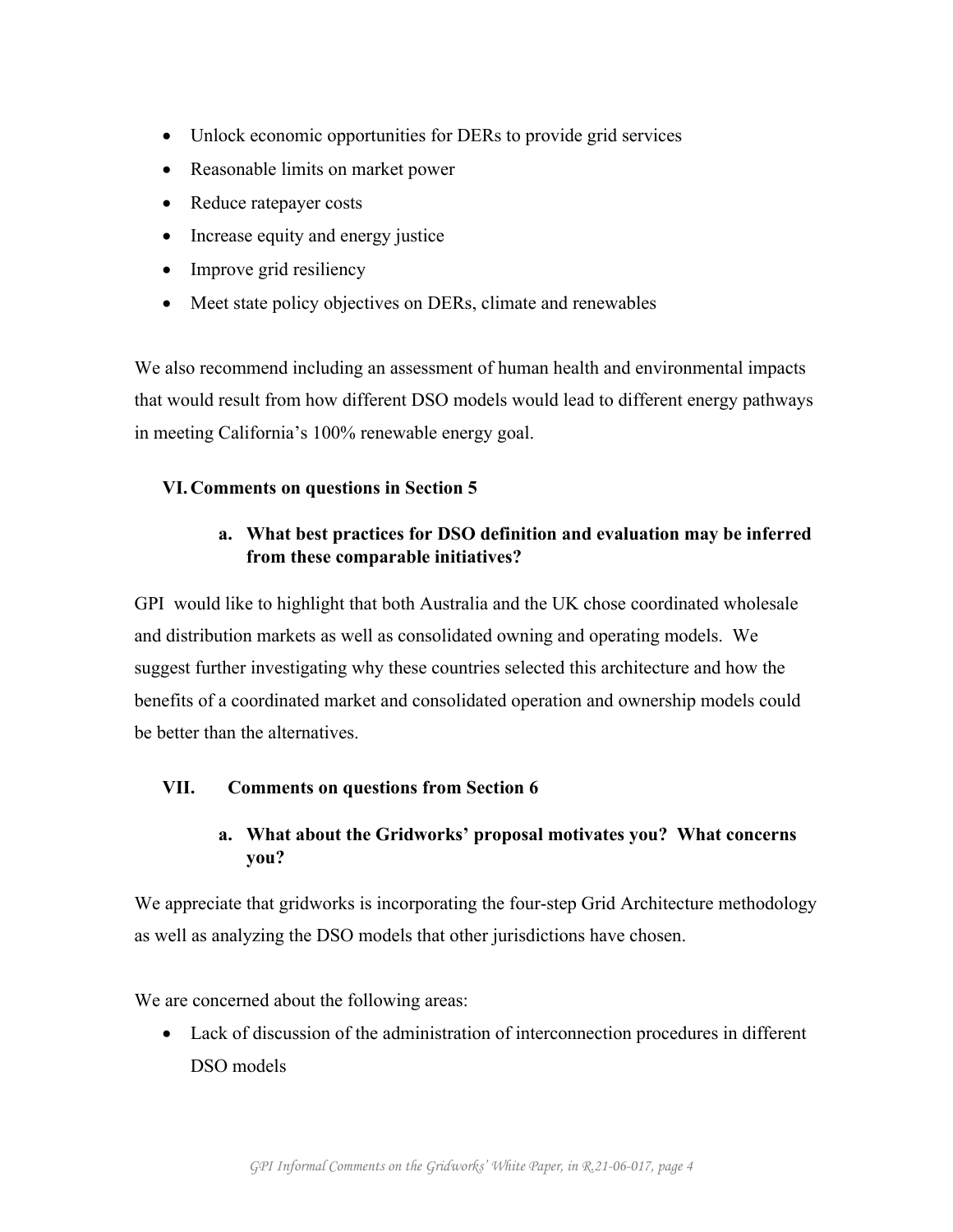- Unlock economic opportunities for DERs to provide grid services
- Reasonable limits on market power
- Reduce ratepayer costs
- Increase equity and energy justice
- Improve grid resiliency
- Meet state policy objectives on DERs, climate and renewables

We also recommend including an assessment of human health and environmental impacts that would result from how different DSO models would lead to different energy pathways in meeting California's 100% renewable energy goal.

## VI. Comments on questions in Section 5

### a. What best practices for DSO definition and evaluation may be inferred from these comparable initiatives?

GPI would like to highlight that both Australia and the UK chose coordinated wholesale and distribution markets as well as consolidated owning and operating models. We suggest further investigating why these countries selected this architecture and how the benefits of a coordinated market and consolidated operation and ownership models could be better than the alternatives.

## VII. Comments on questions from Section 6

### a. What about the Gridworks' proposal motivates you? What concerns you?

We appreciate that gridworks is incorporating the four-step Grid Architecture methodology as well as analyzing the DSO models that other jurisdictions have chosen.

We are concerned about the following areas:

- Lack of discussion of the administration of interconnection procedures in different DSO models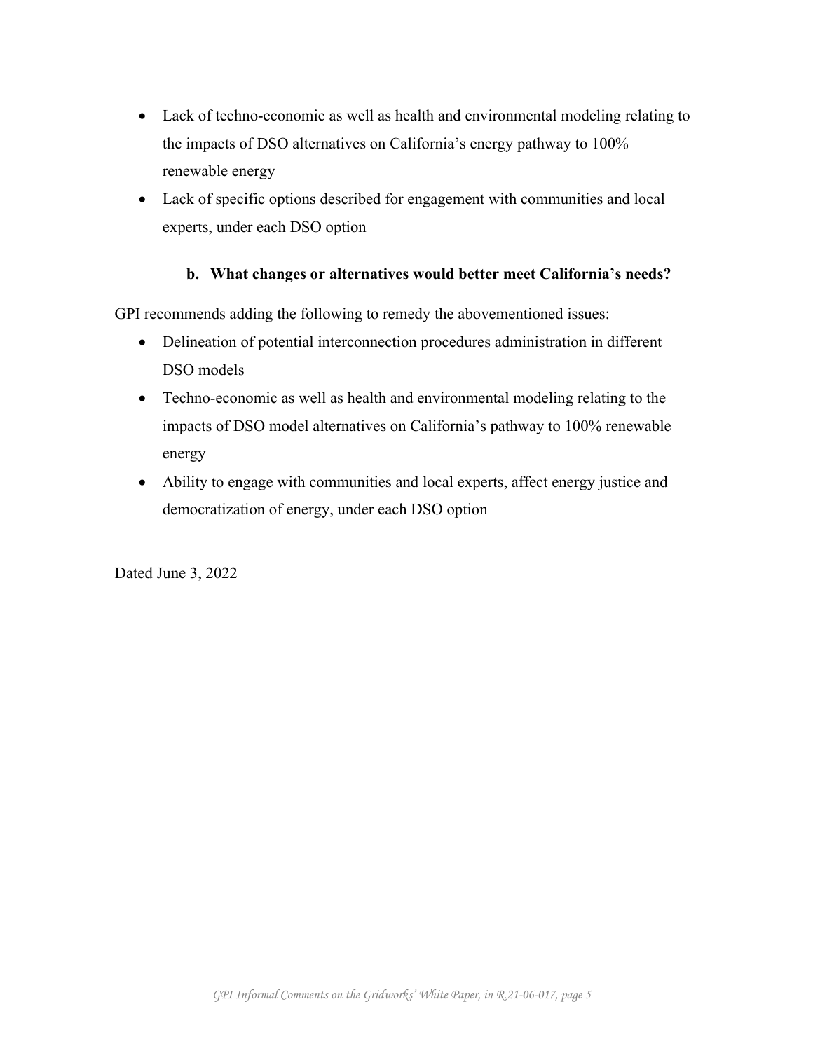- Lack of techno-economic as well as health and environmental modeling relating to the impacts of DSO alternatives on California's energy pathway to 100% renewable energy
- Lack of specific options described for engagement with communities and local experts, under each DSO option

### b. What changes or alternatives would better meet California's needs?

GPI recommends adding the following to remedy the abovementioned issues:

- Delineation of potential interconnection procedures administration in different DSO models
- Techno-economic as well as health and environmental modeling relating to the impacts of DSO model alternatives on California's pathway to 100% renewable energy
- Ability to engage with communities and local experts, affect energy justice and democratization of energy, under each DSO option

Dated June 3, 2022